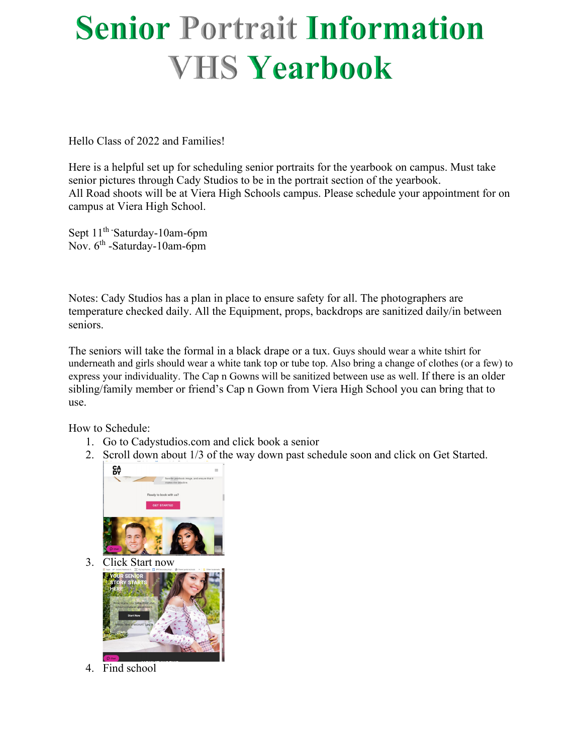# Senior Portrait Information VHS Yearbook

Hello Class of 2022 and Families!

Here is a helpful set up for scheduling senior portraits for the yearbook on campus. Must take senior pictures through Cady Studios to be in the portrait section of the yearbook.
All Road shoots will be at Viera High Schools campus. Please schedule your appointment for on campus at Viera High School.

Sept 11th -Saturday-10am-6pm
Nov. 6th -Saturday-10am-6pm

Notes: Cady Studios has a plan in place to ensure safety for all. The photographers are temperature checked daily. All the Equipment, props, backdrops are sanitized daily/in between seniors.

The seniors will take the formal in a black drape or a tux. Guys should wear a white tshirt for underneath and girls should wear a white tank top or tube top. Also bring a change of clothes (or a few) to express your individuality. The Cap n Gowns will be sanitized between use as well. If there is an older sibling/family member or friend's Cap n Gown from Viera High School you can bring that to use.

How to Schedule:

1. Go to Cadystudios.com and click book a senior
2. Scroll down about 1/3 of the way down past schedule soon and click on Get Started.
3. Click Start now
4. Find school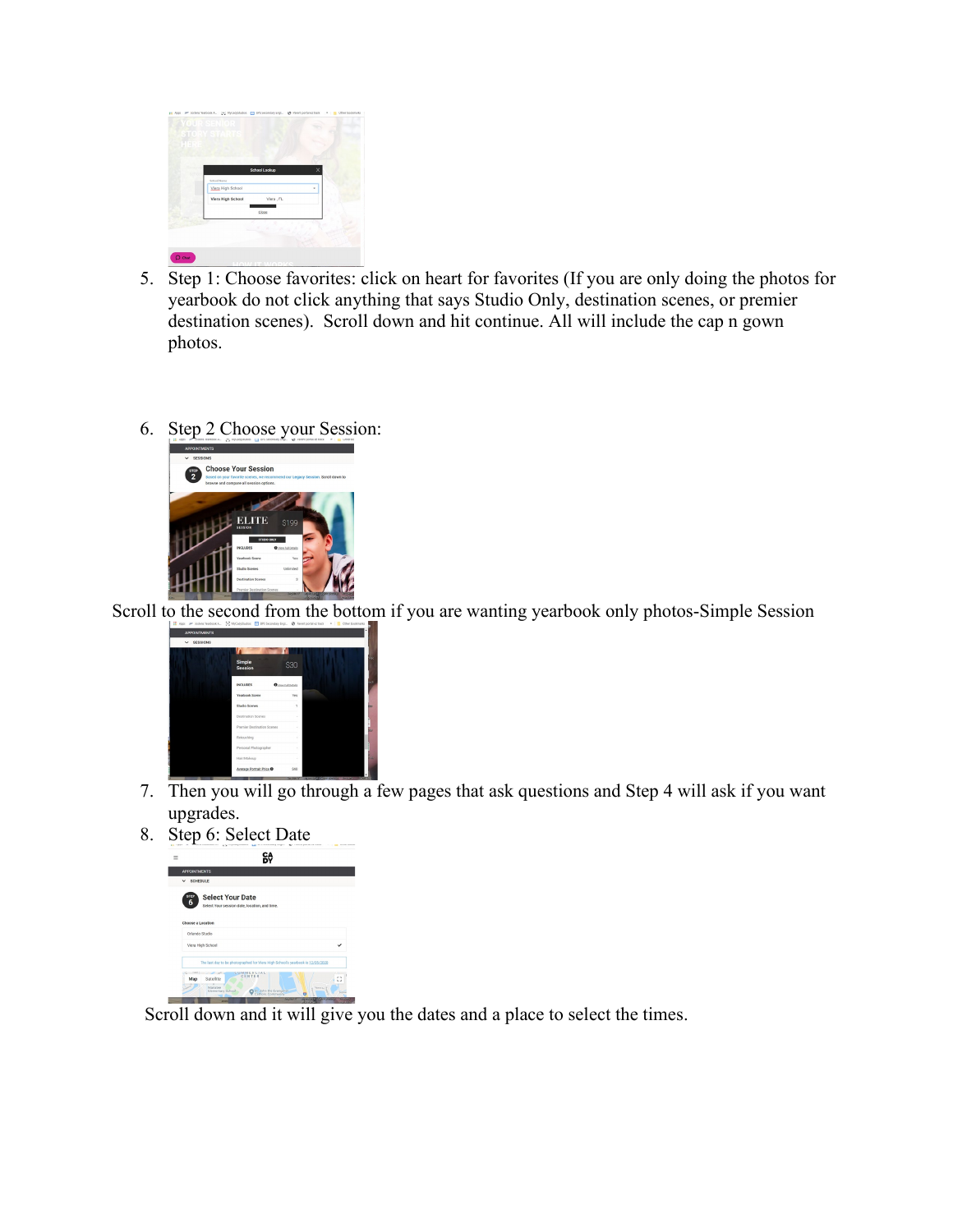5. Step 1: Choose favorites: click on heart for favorites (If you are only doing the photos for yearbook do not click anything that says Studio Only, destination scenes, or premier destination scenes). Scroll down and hit continue. All will include the cap n gown photos.

6. Step 2 Choose your Session:

Scroll to the second from the bottom if you are wanting yearbook only photos-Simple Session

7. Then you will go through a few pages that ask questions and Step 4 will ask if you want upgrades.

8. Step 6: Select Date

Scroll down and it will give you the dates and a place to select the times.